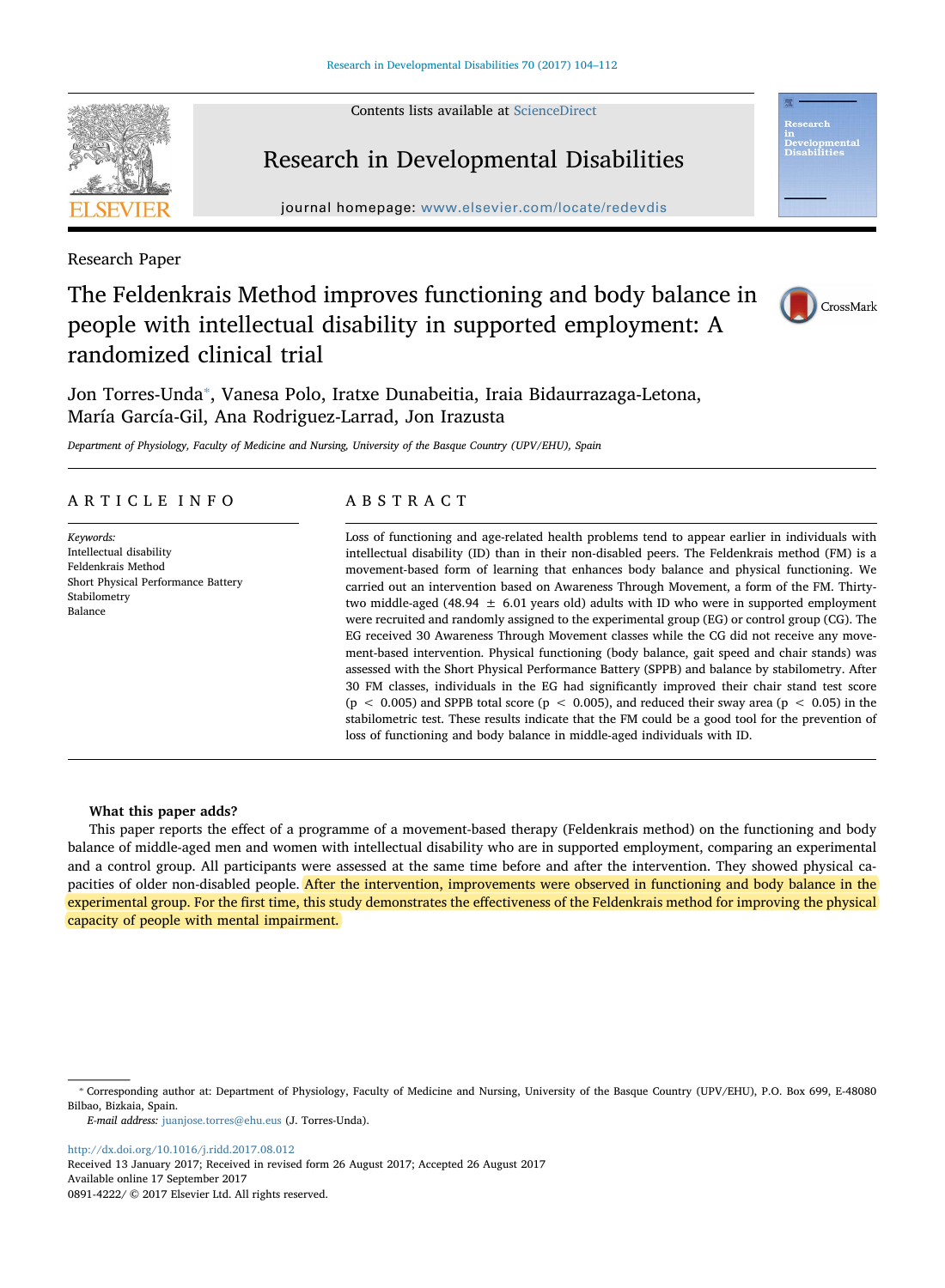Contents lists available at ScienceDirect

# Research in Developmental Disabilities

journal homepage: www.elsevier.com/locate/redevdis

Research Paper

# The Feldenkrais Method improves functioning and body balance in people with intellectual disability in supported employment: A randomized clinical trial

Jon Torres-Unda*, Vanesa Polo, Iratxe Dunabeitia, Iraia Bidaurrazaga-Letona, María García-Gil, Ana Rodriguez-Larrad, Jon Irazusta

*Department of Physiology, Faculty of Medicine and Nursing, University of the Basque Country (UPV/EHU), Spain*

## ARTICLE INFO

*Keywords:*
Intellectual disability
Feldenkrais Method
Short Physical Performance Battery
Stabilometry
Balance

## ABSTRACT

Loss of functioning and age-related health problems tend to appear earlier in individuals with intellectual disability (ID) than in their non-disabled peers. The Feldenkrais method (FM) is a movement-based form of learning that enhances body balance and physical functioning. We carried out an intervention based on Awareness Through Movement, a form of the FM. Thirty-two middle-aged (48.94 ± 6.01 years old) adults with ID who were in supported employment were recruited and randomly assigned to the experimental group (EG) or control group (CG). The EG received 30 Awareness Through Movement classes while the CG did not receive any movement-based intervention. Physical functioning (body balance, gait speed and chair stands) was assessed with the Short Physical Performance Battery (SPPB) and balance by stabilometry. After 30 FM classes, individuals in the EG had significantly improved their chair stand test score ($p < 0.005$) and SPPB total score ($p < 0.005$), and reduced their sway area ($p < 0.05$) in the stabilometric test. These results indicate that the FM could be a good tool for the prevention of loss of functioning and body balance in middle-aged individuals with ID.

**What this paper adds?**

This paper reports the effect of a programme of a movement-based therapy (Feldenkrais method) on the functioning and body balance of middle-aged men and women with intellectual disability who are in supported employment, comparing an experimental and a control group. All participants were assessed at the same time before and after the intervention. They showed physical capacities of older non-disabled people. After the intervention, improvements were observed in functioning and body balance in the experimental group. For the first time, this study demonstrates the effectiveness of the Feldenkrais method for improving the physical capacity of people with mental impairment.

* Corresponding author at: Department of Physiology, Faculty of Medicine and Nursing, University of the Basque Country (UPV/EHU), P.O. Box 699, E-48080 Bilbao, Bizkaia, Spain.
*E-mail address:* juanjose.torres@ehu.eus (J. Torres-Unda).

http://dx.doi.org/10.1016/j.ridd.2017.08.012
Received 13 January 2017; Received in revised form 26 August 2017; Accepted 26 August 2017
Available online 17 September 2017
0891-4222/ © 2017 Elsevier Ltd. All rights reserved.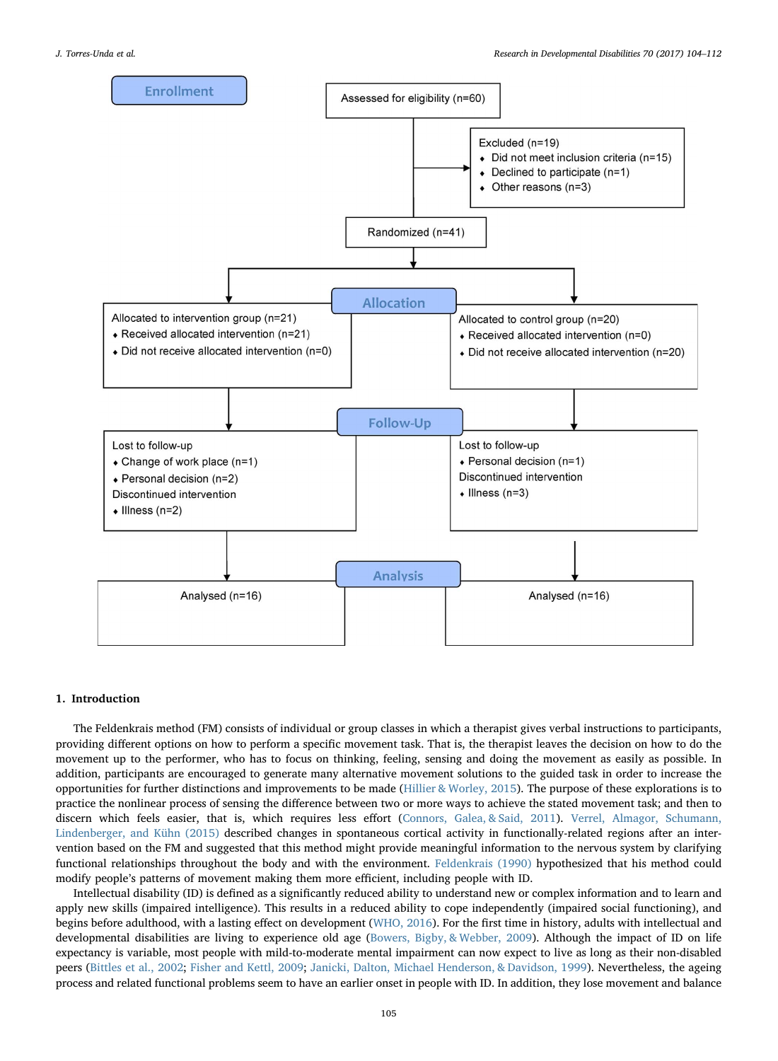Enrollment

Assessed for eligibility (n=60)

Excluded (n=19)
- Did not meet inclusion criteria (n=15)
- Declined to participate (n=1)
- Other reasons (n=3)

Randomized (n=41)

Allocation

Allocated to intervention group (n=21)
- Received allocated intervention (n=21)
- Did not receive allocated intervention (n=0)

Allocated to control group (n=20)
- Received allocated intervention (n=0)
- Did not receive allocated intervention (n=20)

Follow-Up

Lost to follow-up
- Change of work place (n=1)
- Personal decision (n=2)

Discontinued intervention
- Illness (n=2)

Lost to follow-up
- Personal decision (n=1)

Discontinued intervention
- Illness (n=3)

Analysis

Analysed (n=16)

Analysed (n=16)

## 1. Introduction

The Feldenkrais method (FM) consists of individual or group classes in which a therapist gives verbal instructions to participants, providing different options on how to perform a specific movement task. That is, the therapist leaves the decision on how to do the movement up to the performer, who has to focus on thinking, feeling, sensing and doing the movement as easily as possible. In addition, participants are encouraged to generate many alternative movement solutions to the guided task in order to increase the opportunities for further distinctions and improvements to be made (Hillier & Worley, 2015). The purpose of these explorations is to practice the nonlinear process of sensing the difference between two or more ways to achieve the stated movement task; and then to discern which feels easier, that is, which requires less effort (Connors, Galea, & Said, 2011). Verrel, Almagor, Schumann, Lindenberger, and Kühn (2015) described changes in spontaneous cortical activity in functionally-related regions after an intervention based on the FM and suggested that this method might provide meaningful information to the nervous system by clarifying functional relationships throughout the body and with the environment. Feldenkrais (1990) hypothesized that his method could modify people's patterns of movement making them more efficient, including people with ID.

Intellectual disability (ID) is defined as a significantly reduced ability to understand new or complex information and to learn and apply new skills (impaired intelligence). This results in a reduced ability to cope independently (impaired social functioning), and begins before adulthood, with a lasting effect on development (WHO, 2016). For the first time in history, adults with intellectual and developmental disabilities are living to experience old age (Bowers, Bigby, & Webber, 2009). Although the impact of ID on life expectancy is variable, most people with mild-to-moderate mental impairment can now expect to live as long as their non-disabled peers (Bittles et al., 2002; Fisher and Kettl, 2009; Janicki, Dalton, Michael Henderson, & Davidson, 1999). Nevertheless, the ageing process and related functional problems seem to have an earlier onset in people with ID. In addition, they lose movement and balance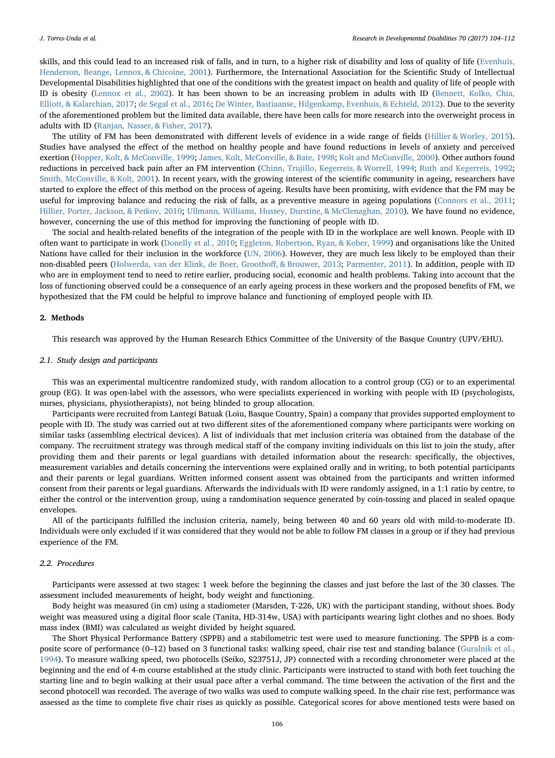skills, and this could lead to an increased risk of falls, and in turn, to a higher risk of disability and loss of quality of life (Evenhuis, Henderson, Beange, Lennox, & Chicoine, 2001). Furthermore, the International Association for the Scientific Study of Intellectual Developmental Disabilities highlighted that one of the conditions with the greatest impact on health and quality of life of people with ID is obesity (Lennox et al., 2002). It has been shown to be an increasing problem in adults with ID (Bennett, Kolko, Chia, Elliott, & Kalarchian, 2017; de Segal et al., 2016; De Winter, Bastiaanse, Hilgenkamp, Evenhuis, & Echteld, 2012). Due to the severity of the aforementioned problem but the limited data available, there have been calls for more research into the overweight process in adults with ID (Ranjan, Nasser, & Fisher, 2017).

The utility of FM has been demonstrated with different levels of evidence in a wide range of fields (Hillier & Worley, 2015). Studies have analysed the effect of the method on healthy people and have found reductions in levels of anxiety and perceived exertion (Hopper, Kolt, & McConville, 1999; James, Kolt, McConville, & Bate, 1998; Kolt and McConville, 2000). Other authors found reductions in perceived back pain after an FM intervention (Chinn, Trujillo, Kegerreis, & Worrell, 1994; Ruth and Kegerreis, 1992; Smith, McConville, & Kolt, 2001). In recent years, with the growing interest of the scientific community in ageing, researchers have started to explore the effect of this method on the process of ageing. Results have been promising, with evidence that the FM may be useful for improving balance and reducing the risk of falls, as a preventive measure in ageing populations (Connors et al., 2011; Hillier, Porter, Jackson, & Petkov, 2010; Ullmann, Williams, Hussey, Durstine, & McClenaghan, 2010). We have found no evidence, however, concerning the use of this method for improving the functioning of people with ID.

The social and health-related benefits of the integration of the people with ID in the workplace are well known. People with ID often want to participate in work (Donelly et al., 2010; Eggleton, Robertson, Ryan, & Kober, 1999) and organisations like the United Nations have called for their inclusion in the workforce (UN, 2006). However, they are much less likely to be employed than their non-disabled peers (Holwerda, van der Klink, de Boer, Groothoff, & Brouwer, 2013; Parmenter, 2011). In addition, people with ID who are in employment tend to need to retire earlier, producing social, economic and health problems. Taking into account that the loss of functioning observed could be a consequence of an early ageing process in these workers and the proposed benefits of FM, we hypothesized that the FM could be helpful to improve balance and functioning of employed people with ID.

## 2. Methods

This research was approved by the Human Research Ethics Committee of the University of the Basque Country (UPV/EHU).

### 2.1. Study design and participants

This was an experimental multicentre randomized study, with random allocation to a control group (CG) or to an experimental group (EG). It was open-label with the assessors, who were specialists experienced in working with people with ID (psychologists, nurses, physicians, physiotherapists), not being blinded to group allocation.

Participants were recruited from Lantegi Batuak (Loiu, Basque Country, Spain) a company that provides supported employment to people with ID. The study was carried out at two different sites of the aforementioned company where participants were working on similar tasks (assembling electrical devices). A list of individuals that met inclusion criteria was obtained from the database of the company. The recruitment strategy was through medical staff of the company inviting individuals on this list to join the study, after providing them and their parents or legal guardians with detailed information about the research: specifically, the objectives, measurement variables and details concerning the interventions were explained orally and in writing, to both potential participants and their parents or legal guardians. Written informed consent assent was obtained from the participants and written informed consent from their parents or legal guardians. Afterwards the individuals with ID were randomly assigned, in a 1:1 ratio by centre, to either the control or the intervention group, using a randomisation sequence generated by coin-tossing and placed in sealed opaque envelopes.

All of the participants fulfilled the inclusion criteria, namely, being between 40 and 60 years old with mild-to-moderate ID. Individuals were only excluded if it was considered that they would not be able to follow FM classes in a group or if they had previous experience of the FM.

### 2.2. Procedures

Participants were assessed at two stages: 1 week before the beginning the classes and just before the last of the 30 classes. The assessment included measurements of height, body weight and functioning.

Body height was measured (in cm) using a stadiometer (Marsden, T-226, UK) with the participant standing, without shoes. Body weight was measured using a digital floor scale (Tanita, HD-314w, USA) with participants wearing light clothes and no shoes. Body mass index (BMI) was calculated as weight divided by height squared.

The Short Physical Performance Battery (SPPB) and a stabilometric test were used to measure functioning. The SPPB is a composite score of performance (0–12) based on 3 functional tasks: walking speed, chair rise test and standing balance (Guralnik et al., 1994). To measure walking speed, two photocells (Seiko, S23751J, JP) connected with a recording chronometer were placed at the beginning and the end of 4-m course established at the study clinic. Participants were instructed to stand with both feet touching the starting line and to begin walking at their usual pace after a verbal command. The time between the activation of the first and the second photocell was recorded. The average of two walks was used to compute walking speed. In the chair rise test, performance was assessed as the time to complete five chair rises as quickly as possible. Categorical scores for above mentioned tests were based on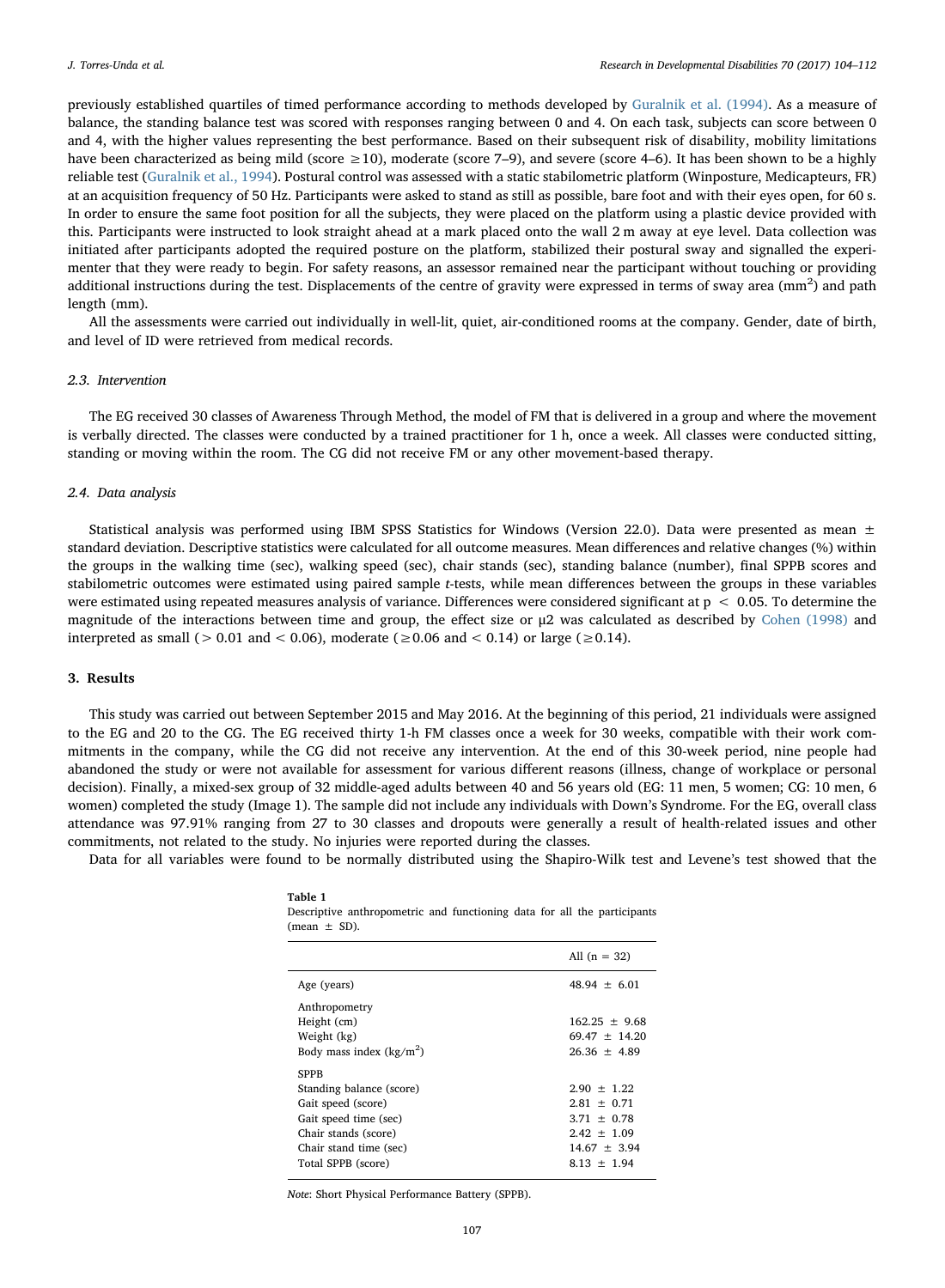previously established quartiles of timed performance according to methods developed by Guralnik et al. (1994). As a measure of balance, the standing balance test was scored with responses ranging between 0 and 4. On each task, subjects can score between 0 and 4, with the higher values representing the best performance. Based on their subsequent risk of disability, mobility limitations have been characterized as being mild (score ≥10), moderate (score 7–9), and severe (score 4–6). It has been shown to be a highly reliable test (Guralnik et al., 1994). Postural control was assessed with a static stabilometric platform (Winposture, Medicapteurs, FR) at an acquisition frequency of 50 Hz. Participants were asked to stand as still as possible, bare foot and with their eyes open, for 60 s. In order to ensure the same foot position for all the subjects, they were placed on the platform using a plastic device provided with this. Participants were instructed to look straight ahead at a mark placed onto the wall 2 m away at eye level. Data collection was initiated after participants adopted the required posture on the platform, stabilized their postural sway and signalled the experimenter that they were ready to begin. For safety reasons, an assessor remained near the participant without touching or providing additional instructions during the test. Displacements of the centre of gravity were expressed in terms of sway area ($mm^2$) and path length (mm).

All the assessments were carried out individually in well-lit, quiet, air-conditioned rooms at the company. Gender, date of birth, and level of ID were retrieved from medical records.

### 2.3. Intervention

The EG received 30 classes of Awareness Through Method, the model of FM that is delivered in a group and where the movement is verbally directed. The classes were conducted by a trained practitioner for 1 h, once a week. All classes were conducted sitting, standing or moving within the room. The CG did not receive FM or any other movement-based therapy.

### 2.4. Data analysis

Statistical analysis was performed using IBM SPSS Statistics for Windows (Version 22.0). Data were presented as mean ± standard deviation. Descriptive statistics were calculated for all outcome measures. Mean differences and relative changes (%) within the groups in the walking time (sec), walking speed (sec), chair stands (sec), standing balance (number), final SPPB scores and stabilometric outcomes were estimated using paired sample *t*-tests, while mean differences between the groups in these variables were estimated using repeated measures analysis of variance. Differences were considered significant at $p < 0.05$. To determine the magnitude of the interactions between time and group, the effect size or $\mu^2$ was calculated as described by Cohen (1998) and interpreted as small (> 0.01 and < 0.06), moderate (≥0.06 and < 0.14) or large (≥0.14).

## 3. Results

This study was carried out between September 2015 and May 2016. At the beginning of this period, 21 individuals were assigned to the EG and 20 to the CG. The EG received thirty 1-h FM classes once a week for 30 weeks, compatible with their work commitments in the company, while the CG did not receive any intervention. At the end of this 30-week period, nine people had abandoned the study or were not available for assessment for various different reasons (illness, change of workplace or personal decision). Finally, a mixed-sex group of 32 middle-aged adults between 40 and 56 years old (EG: 11 men, 5 women; CG: 10 men, 6 women) completed the study (Image 1). The sample did not include any individuals with Down's Syndrome. For the EG, overall class attendance was 97.91% ranging from 27 to 30 classes and dropouts were generally a result of health-related issues and other commitments, not related to the study. No injuries were reported during the classes.

Data for all variables were found to be normally distributed using the Shapiro-Wilk test and Levene's test showed that the

**Table 1**
Descriptive anthropometric and functioning data for all the participants (mean ± SD).

| | All (n = 32) |
|---|---|
| Age (years) | 48.94 ± 6.01 |
| Anthropometry | |
| Height (cm) | 162.25 ± 9.68 |
| Weight (kg) | 69.47 ± 14.20 |
| Body mass index ($kg/m^2$) | 26.36 ± 4.89 |
| SPPB | |
| Standing balance (score) | 2.90 ± 1.22 |
| Gait speed (score) | 2.81 ± 0.71 |
| Gait speed time (sec) | 3.71 ± 0.78 |
| Chair stands (score) | 2.42 ± 1.09 |
| Chair stand time (sec) | 14.67 ± 3.94 |
| Total SPPB (score) | 8.13 ± 1.94 |

*Note*: Short Physical Performance Battery (SPPB).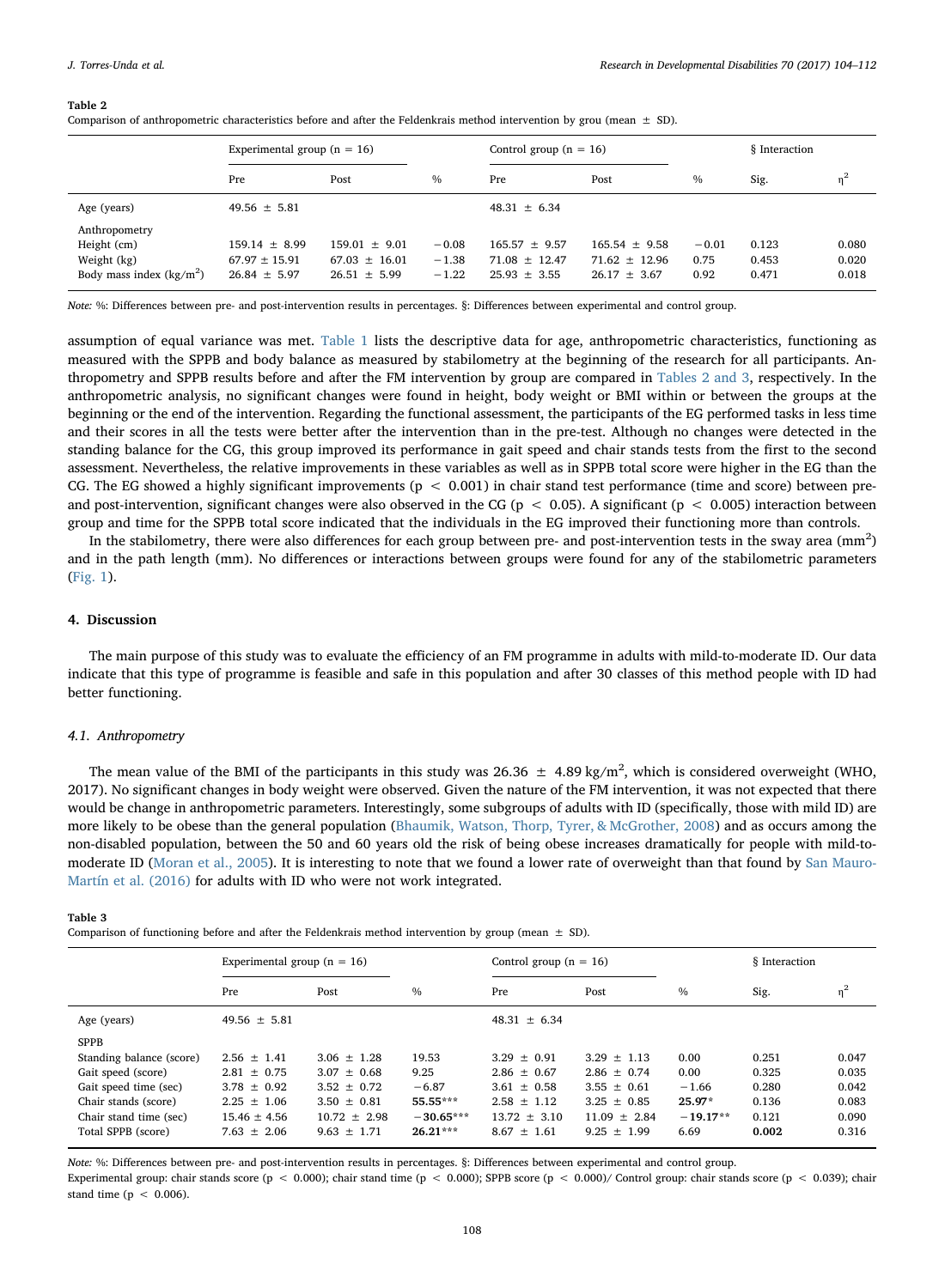**Table 2**
Comparison of anthropometric characteristics before and after the Feldenkrais method intervention by grou (mean ± SD).

| | Experimental group (n = 16) | | | Control group (n = 16) | | | § Interaction | |
|---|---|---|---|---|---|---|---|---|
| | Pre | Post | % | Pre | Post | % | Sig. | $\eta^2$ |
| Age (years) | 49.56 ± 5.81 | | | 48.31 ± 6.34 | | | | |
| Anthropometry | | | | | | | | |
| Height (cm) | 159.14 ± 8.99 | 159.01 ± 9.01 | −0.08 | 165.57 ± 9.57 | 165.54 ± 9.58 | −0.01 | 0.123 | 0.080 |
| Weight (kg) | 67.97 ± 15.91 | 67.03 ± 16.01 | −1.38 | 71.08 ± 12.47 | 71.62 ± 12.96 | 0.75 | 0.453 | 0.020 |
| Body mass index (kg/m$^2$) | 26.84 ± 5.97 | 26.51 ± 5.99 | −1.22 | 25.93 ± 3.55 | 26.17 ± 3.67 | 0.92 | 0.471 | 0.018 |

*Note:* %: Differences between pre- and post-intervention results in percentages. §: Differences between experimental and control group.

assumption of equal variance was met. Table 1 lists the descriptive data for age, anthropometric characteristics, functioning as measured with the SPPB and body balance as measured by stabilometry at the beginning of the research for all participants. Anthropometry and SPPB results before and after the FM intervention by group are compared in Tables 2 and 3, respectively. In the anthropometric analysis, no significant changes were found in height, body weight or BMI within or between the groups at the beginning or the end of the intervention. Regarding the functional assessment, the participants of the EG performed tasks in less time and their scores in all the tests were better after the intervention than in the pre-test. Although no changes were detected in the standing balance for the CG, this group improved its performance in gait speed and chair stands tests from the first to the second assessment. Nevertheless, the relative improvements in these variables as well as in SPPB total score were higher in the EG than the CG. The EG showed a highly significant improvements ($p < 0.001$) in chair stand test performance (time and score) between pre- and post-intervention, significant changes were also observed in the CG ($p < 0.05$). A significant ($p < 0.005$) interaction between group and time for the SPPB total score indicated that the individuals in the EG improved their functioning more than controls.

In the stabilometry, there were also differences for each group between pre- and post-intervention tests in the sway area (mm$^2$) and in the path length (mm). No differences or interactions between groups were found for any of the stabilometric parameters (Fig. 1).

## 4. Discussion

The main purpose of this study was to evaluate the efficiency of an FM programme in adults with mild-to-moderate ID. Our data indicate that this type of programme is feasible and safe in this population and after 30 classes of this method people with ID had better functioning.

### 4.1. Anthropometry

The mean value of the BMI of the participants in this study was 26.36 ± 4.89 kg/m$^2$, which is considered overweight (WHO, 2017). No significant changes in body weight were observed. Given the nature of the FM intervention, it was not expected that there would be change in anthropometric parameters. Interestingly, some subgroups of adults with ID (specifically, those with mild ID) are more likely to be obese than the general population (Bhaumik, Watson, Thorp, Tyrer, & McGrother, 2008) and as occurs among the non-disabled population, between the 50 and 60 years old the risk of being obese increases dramatically for people with mild-to-moderate ID (Moran et al., 2005). It is interesting to note that we found a lower rate of overweight than that found by San Mauro-Martín et al. (2016) for adults with ID who were not work integrated.

**Table 3**
Comparison of functioning before and after the Feldenkrais method intervention by group (mean ± SD).

| | Experimental group (n = 16) | | | Control group (n = 16) | | | § Interaction | |
|---|---|---|---|---|---|---|---|---|
| | Pre | Post | % | Pre | Post | % | Sig. | $\eta^2$ |
| Age (years) | 49.56 ± 5.81 | | | 48.31 ± 6.34 | | | | |
| SPPB | | | | | | | | |
| Standing balance (score) | 2.56 ± 1.41 | 3.06 ± 1.28 | 19.53 | 3.29 ± 0.91 | 3.29 ± 1.13 | 0.00 | 0.251 | 0.047 |
| Gait speed (score) | 2.81 ± 0.75 | 3.07 ± 0.68 | 9.25 | 2.86 ± 0.67 | 2.86 ± 0.74 | 0.00 | 0.325 | 0.035 |
| Gait speed time (sec) | 3.78 ± 0.92 | 3.52 ± 0.72 | −6.87 | 3.61 ± 0.58 | 3.55 ± 0.61 | −1.66 | 0.280 | 0.042 |
| Chair stands (score) | 2.25 ± 1.06 | 3.50 ± 0.81 | **55.55*****| 2.58 ± 1.12 | 3.25 ± 0.85 | **25.97*** | 0.136 | 0.083 |
| Chair stand time (sec) | 15.46 ± 4.56 | 10.72 ± 2.98 | **−30.65***** | 13.72 ± 3.10 | 11.09 ± 2.84 | **−19.17**** | 0.121 | 0.090 |
| Total SPPB (score) | 7.63 ± 2.06 | 9.63 ± 1.71 | **26.21***** | 8.67 ± 1.61 | 9.25 ± 1.99 | 6.69 | **0.002** | 0.316 |

*Note:* %: Differences between pre- and post-intervention results in percentages. §: Differences between experimental and control group.
Experimental group: chair stands score ($p < 0.000$); chair stand time ($p < 0.000$); SPPB score ($p < 0.000$)/ Control group: chair stands score ($p < 0.039$); chair stand time ($p < 0.006$).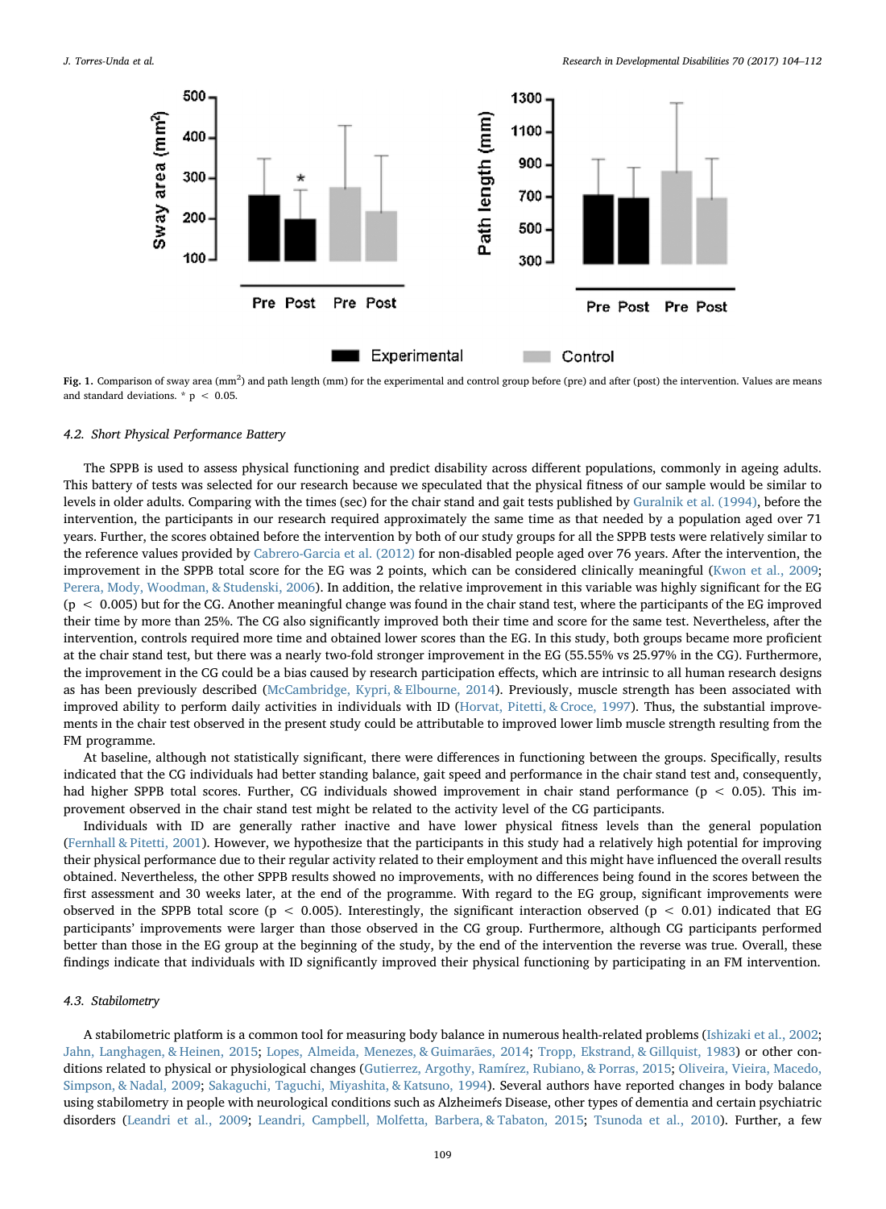Sway area (mm²)
500
400
300
200
100
*
Pre Post Pre Post

Path length (mm)
1300
1100
900
700
500
300
Pre Post Pre Post

Experimental
Control

**Fig. 1.** Comparison of sway area (mm$^2$) and path length (mm) for the experimental and control group before (pre) and after (post) the intervention. Values are means and standard deviations. * $p < 0.05$.

### *4.2. Short Physical Performance Battery*

The SPPB is used to assess physical functioning and predict disability across different populations, commonly in ageing adults. This battery of tests was selected for our research because we speculated that the physical fitness of our sample would be similar to levels in older adults. Comparing with the times (sec) for the chair stand and gait tests published by Guralnik et al. (1994), before the intervention, the participants in our research required approximately the same time as that needed by a population aged over 71 years. Further, the scores obtained before the intervention by both of our study groups for all the SPPB tests were relatively similar to the reference values provided by Cabrero-Garcia et al. (2012) for non-disabled people aged over 76 years. After the intervention, the improvement in the SPPB total score for the EG was 2 points, which can be considered clinically meaningful (Kwon et al., 2009; Perera, Mody, Woodman, & Studenski, 2006). In addition, the relative improvement in this variable was highly significant for the EG ($p < 0.005$) but for the CG. Another meaningful change was found in the chair stand test, where the participants of the EG improved their time by more than 25%. The CG also significantly improved both their time and score for the same test. Nevertheless, after the intervention, controls required more time and obtained lower scores than the EG. In this study, both groups became more proficient at the chair stand test, but there was a nearly two-fold stronger improvement in the EG (55.55% vs 25.97% in the CG). Furthermore, the improvement in the CG could be a bias caused by research participation effects, which are intrinsic to all human research designs as has been previously described (McCambridge, Kypri, & Elbourne, 2014). Previously, muscle strength has been associated with improved ability to perform daily activities in individuals with ID (Horvat, Pitetti, & Croce, 1997). Thus, the substantial improvements in the chair test observed in the present study could be attributable to improved lower limb muscle strength resulting from the FM programme.

At baseline, although not statistically significant, there were differences in functioning between the groups. Specifically, results indicated that the CG individuals had better standing balance, gait speed and performance in the chair stand test and, consequently, had higher SPPB total scores. Further, CG individuals showed improvement in chair stand performance ($p < 0.05$). This improvement observed in the chair stand test might be related to the activity level of the CG participants.

Individuals with ID are generally rather inactive and have lower physical fitness levels than the general population (Fernhall & Pitetti, 2001). However, we hypothesize that the participants in this study had a relatively high potential for improving their physical performance due to their regular activity related to their employment and this might have influenced the overall results obtained. Nevertheless, the other SPPB results showed no improvements, with no differences being found in the scores between the first assessment and 30 weeks later, at the end of the programme. With regard to the EG group, significant improvements were observed in the SPPB total score ($p < 0.005$). Interestingly, the significant interaction observed ($p < 0.01$) indicated that EG participants' improvements were larger than those observed in the CG group. Furthermore, although CG participants performed better than those in the EG group at the beginning of the study, by the end of the intervention the reverse was true. Overall, these findings indicate that individuals with ID significantly improved their physical functioning by participating in an FM intervention.

### *4.3. Stabilometry*

A stabilometric platform is a common tool for measuring body balance in numerous health-related problems (Ishizaki et al., 2002; Jahn, Langhagen, & Heinen, 2015; Lopes, Almeida, Menezes, & Guimarães, 2014; Tropp, Ekstrand, & Gillquist, 1983) or other conditions related to physical or physiological changes (Gutierrez, Argothy, Ramírez, Rubiano, & Porras, 2015; Oliveira, Vieira, Macedo, Simpson, & Nadal, 2009; Sakaguchi, Taguchi, Miyashita, & Katsuno, 1994). Several authors have reported changes in body balance using stabilometry in people with neurological conditions such as Alzheimeŕs Disease, other types of dementia and certain psychiatric disorders (Leandri et al., 2009; Leandri, Campbell, Molfetta, Barbera, & Tabaton, 2015; Tsunoda et al., 2010). Further, a few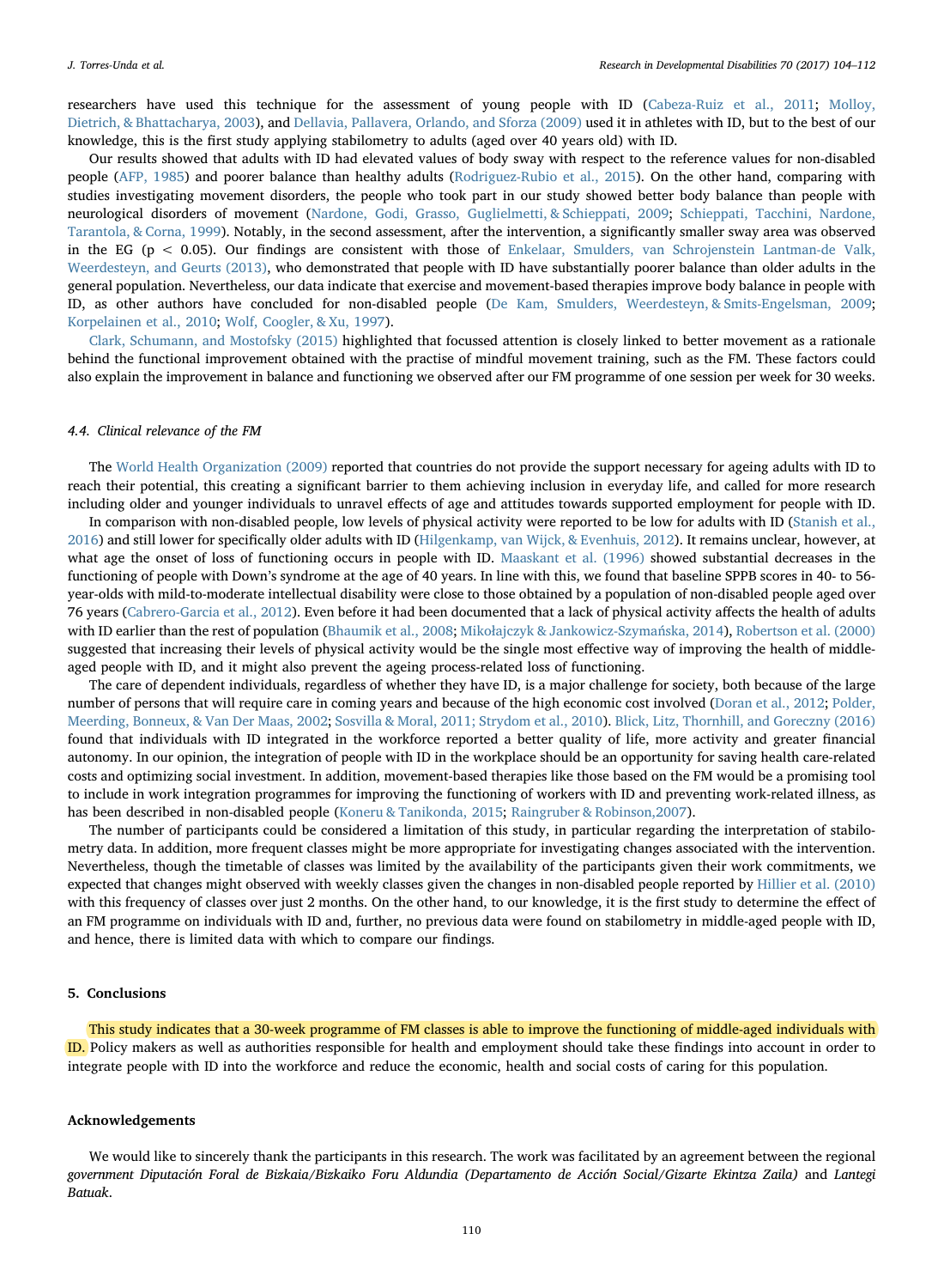researchers have used this technique for the assessment of young people with ID (Cabeza-Ruiz et al., 2011; Molloy, Dietrich, & Bhattacharya, 2003), and Dellavia, Pallavera, Orlando, and Sforza (2009) used it in athletes with ID, but to the best of our knowledge, this is the first study applying stabilometry to adults (aged over 40 years old) with ID.

Our results showed that adults with ID had elevated values of body sway with respect to the reference values for non-disabled people (AFP, 1985) and poorer balance than healthy adults (Rodriguez-Rubio et al., 2015). On the other hand, comparing with studies investigating movement disorders, the people who took part in our study showed better body balance than people with neurological disorders of movement (Nardone, Godi, Grasso, Guglielmetti, & Schieppati, 2009; Schieppati, Tacchini, Nardone, Tarantola, & Corna, 1999). Notably, in the second assessment, after the intervention, a significantly smaller sway area was observed in the EG ($p < 0.05$). Our findings are consistent with those of Enkelaar, Smulders, van Schrojenstein Lantman-de Valk, Weerdesteyn, and Geurts (2013), who demonstrated that people with ID have substantially poorer balance than older adults in the general population. Nevertheless, our data indicate that exercise and movement-based therapies improve body balance in people with ID, as other authors have concluded for non-disabled people (De Kam, Smulders, Weerdesteyn, & Smits-Engelsman, 2009; Korpelainen et al., 2010; Wolf, Coogler, & Xu, 1997).

Clark, Schumann, and Mostofsky (2015) highlighted that focussed attention is closely linked to better movement as a rationale behind the functional improvement obtained with the practise of mindful movement training, such as the FM. These factors could also explain the improvement in balance and functioning we observed after our FM programme of one session per week for 30 weeks.

### 4.4. Clinical relevance of the FM

The World Health Organization (2009) reported that countries do not provide the support necessary for ageing adults with ID to reach their potential, this creating a significant barrier to them achieving inclusion in everyday life, and called for more research including older and younger individuals to unravel effects of age and attitudes towards supported employment for people with ID.

In comparison with non-disabled people, low levels of physical activity were reported to be low for adults with ID (Stanish et al., 2016) and still lower for specifically older adults with ID (Hilgenkamp, van Wijck, & Evenhuis, 2012). It remains unclear, however, at what age the onset of loss of functioning occurs in people with ID. Maaskant et al. (1996) showed substantial decreases in the functioning of people with Down's syndrome at the age of 40 years. In line with this, we found that baseline SPPB scores in 40- to 56-year-olds with mild-to-moderate intellectual disability were close to those obtained by a population of non-disabled people aged over 76 years (Cabrero-Garcia et al., 2012). Even before it had been documented that a lack of physical activity affects the health of adults with ID earlier than the rest of population (Bhaumik et al., 2008; Mikołajczyk & Jankowicz-Szymańska, 2014), Robertson et al. (2000) suggested that increasing their levels of physical activity would be the single most effective way of improving the health of middle-aged people with ID, and it might also prevent the ageing process-related loss of functioning.

The care of dependent individuals, regardless of whether they have ID, is a major challenge for society, both because of the large number of persons that will require care in coming years and because of the high economic cost involved (Doran et al., 2012; Polder, Meerding, Bonneux, & Van Der Maas, 2002; Sosvilla & Moral, 2011; Strydom et al., 2010). Blick, Litz, Thornhill, and Goreczny (2016) found that individuals with ID integrated in the workforce reported a better quality of life, more activity and greater financial autonomy. In our opinion, the integration of people with ID in the workplace should be an opportunity for saving health care-related costs and optimizing social investment. In addition, movement-based therapies like those based on the FM would be a promising tool to include in work integration programmes for improving the functioning of workers with ID and preventing work-related illness, as has been described in non-disabled people (Koneru & Tanikonda, 2015; Raingruber & Robinson,2007).

The number of participants could be considered a limitation of this study, in particular regarding the interpretation of stabilometry data. In addition, more frequent classes might be more appropriate for investigating changes associated with the intervention. Nevertheless, though the timetable of classes was limited by the availability of the participants given their work commitments, we expected that changes might observed with weekly classes given the changes in non-disabled people reported by Hillier et al. (2010) with this frequency of classes over just 2 months. On the other hand, to our knowledge, it is the first study to determine the effect of an FM programme on individuals with ID and, further, no previous data were found on stabilometry in middle-aged people with ID, and hence, there is limited data with which to compare our findings.

## 5. Conclusions

This study indicates that a 30-week programme of FM classes is able to improve the functioning of middle-aged individuals with ID. Policy makers as well as authorities responsible for health and employment should take these findings into account in order to integrate people with ID into the workforce and reduce the economic, health and social costs of caring for this population.

## Acknowledgements

We would like to sincerely thank the participants in this research. The work was facilitated by an agreement between the regional *government Diputación Foral de Bizkaia/Bizkaiko Foru Aldundia (Departamento de Acción Social/Gizarte Ekintza Zaila)* and *Lantegi Batuak*.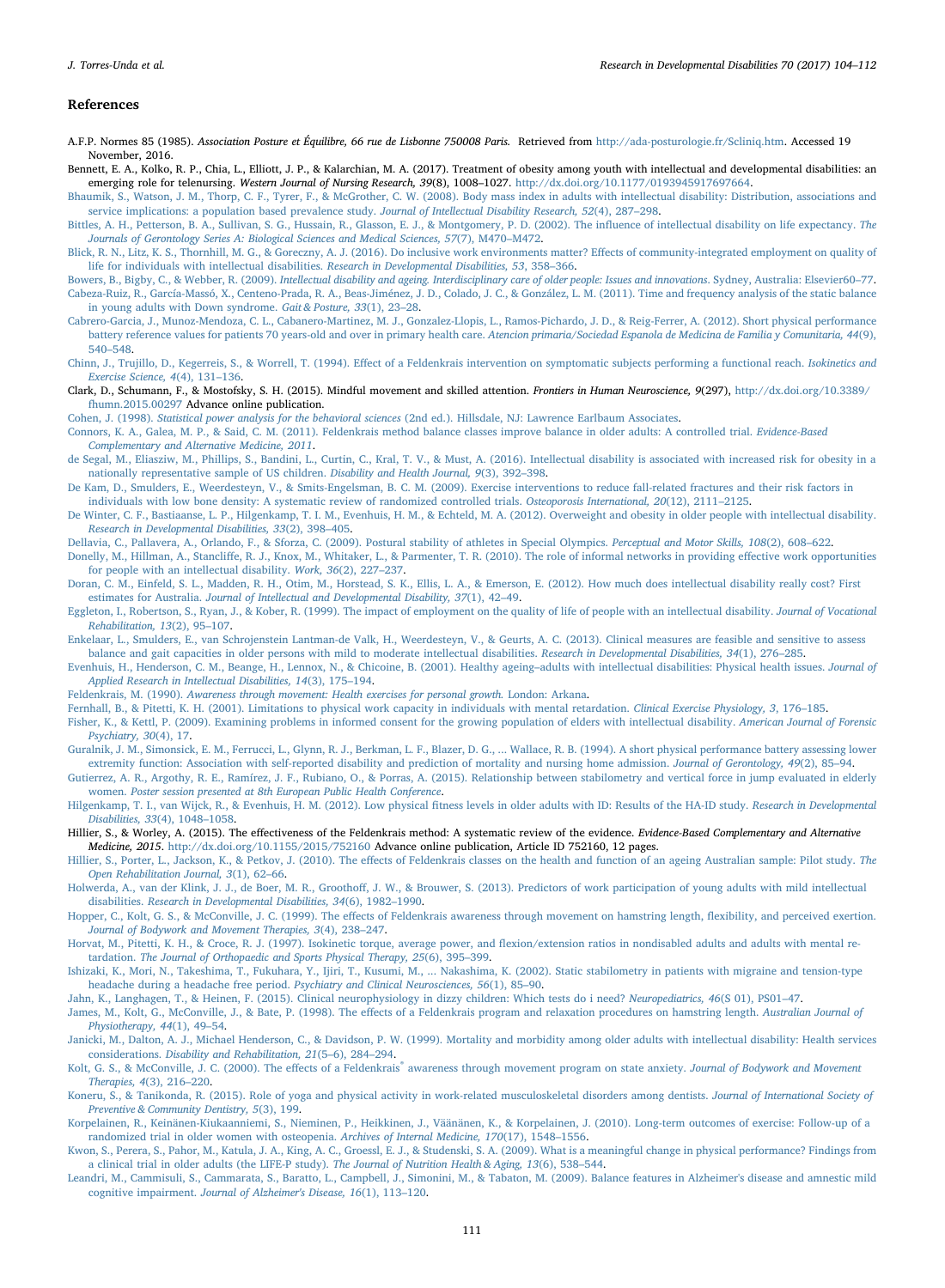## References

A.F.P. Normes 85 (1985). *Association Posture et Équilibre, 66 rue de Lisbonne 750008 Paris.* Retrieved from http://ada-posturologie.fr/Scliniq.htm. Accessed 19 November, 2016.

Bennett, E. A., Kolko, R. P., Chia, L., Elliott, J. P., & Kalarchian, M. A. (2017). Treatment of obesity among youth with intellectual and developmental disabilities: an emerging role for telenursing. *Western Journal of Nursing Research, 39*(8), 1008–1027. http://dx.doi.org/10.1177/0193945917697664.

Bhaumik, S., Watson, J. M., Thorp, C. F., Tyrer, F., & McGrother, C. W. (2008). Body mass index in adults with intellectual disability: Distribution, associations and service implications: a population based prevalence study. *Journal of Intellectual Disability Research, 52*(4), 287–298.

Bittles, A. H., Petterson, B. A., Sullivan, S. G., Hussain, R., Glasson, E. J., & Montgomery, P. D. (2002). The influence of intellectual disability on life expectancy. *The Journals of Gerontology Series A: Biological Sciences and Medical Sciences, 57*(7), M470–M472.

Blick, R. N., Litz, K. S., Thornhill, M. G., & Goreczny, A. J. (2016). Do inclusive work environments matter? Effects of community-integrated employment on quality of life for individuals with intellectual disabilities. *Research in Developmental Disabilities, 53*, 358–366.

Bowers, B., Bigby, C., & Webber, R. (2009). *Intellectual disability and ageing. Interdisciplinary care of older people: Issues and innovations*. Sydney, Australia: Elsevier60–77.

Cabeza-Ruiz, R., García-Massó, X., Centeno-Prada, R. A., Beas-Jiménez, J. D., Colado, J. C., & González, L. M. (2011). Time and frequency analysis of the static balance in young adults with Down syndrome. *Gait & Posture, 33*(1), 23–28.

Cabrero-Garcia, J., Munoz-Mendoza, C. L., Cabanero-Martinez, M. J., Gonzalez-Llopis, L., Ramos-Pichardo, J. D., & Reig-Ferrer, A. (2012). Short physical performance battery reference values for patients 70 years-old and over in primary health care. *Atencion primaria/Sociedad Espanola de Medicina de Familia y Comunitaria, 44*(9), 540–548.

Chinn, J., Trujillo, D., Kegerreis, S., & Worrell, T. (1994). Effect of a Feldenkrais intervention on symptomatic subjects performing a functional reach. *Isokinetics and Exercise Science, 4*(4), 131–136.

Clark, D., Schumann, F., & Mostofsky, S. H. (2015). Mindful movement and skilled attention. *Frontiers in Human Neuroscience, 9*(297), http://dx.doi.org/10.3389/fhumn.2015.00297 Advance online publication.

Cohen, J. (1998). *Statistical power analysis for the behavioral sciences* (2nd ed.). Hillsdale, NJ: Lawrence Earlbaum Associates.

Connors, K. A., Galea, M. P., & Said, C. M. (2011). Feldenkrais method balance classes improve balance in older adults: A controlled trial. *Evidence-Based Complementary and Alternative Medicine, 2011*.

de Segal, M., Eliasziw, M., Phillips, S., Bandini, L., Curtin, C., Kral, T. V., & Must, A. (2016). Intellectual disability is associated with increased risk for obesity in a nationally representative sample of US children. *Disability and Health Journal, 9*(3), 392–398.

De Kam, D., Smulders, E., Weerdesteyn, V., & Smits-Engelsman, B. C. M. (2009). Exercise interventions to reduce fall-related fractures and their risk factors in individuals with low bone density: A systematic review of randomized controlled trials. *Osteoporosis International, 20*(12), 2111–2125.

De Winter, C. F., Bastiaanse, L. P., Hilgenkamp, T. I. M., Evenhuis, H. M., & Echteld, M. A. (2012). Overweight and obesity in older people with intellectual disability. *Research in Developmental Disabilities, 33*(2), 398–405.

Dellavia, C., Pallavera, A., Orlando, F., & Sforza, C. (2009). Postural stability of athletes in Special Olympics. *Perceptual and Motor Skills, 108*(2), 608–622.

Donelly, M., Hillman, A., Stancliffe, R. J., Knox, M., Whitaker, L., & Parmenter, T. R. (2010). The role of informal networks in providing effective work opportunities for people with an intellectual disability. *Work, 36*(2), 227–237.

Doran, C. M., Einfeld, S. L., Madden, R. H., Otim, M., Horstead, S. K., Ellis, L. A., & Emerson, E. (2012). How much does intellectual disability really cost? First estimates for Australia. *Journal of Intellectual and Developmental Disability, 37*(1), 42–49.

Eggleton, I., Robertson, S., Ryan, J., & Kober, R. (1999). The impact of employment on the quality of life of people with an intellectual disability. *Journal of Vocational Rehabilitation, 13*(2), 95–107.

Enkelaar, L., Smulders, E., van Schrojenstein Lantman-de Valk, H., Weerdesteyn, V., & Geurts, A. C. (2013). Clinical measures are feasible and sensitive to assess balance and gait capacities in older persons with mild to moderate intellectual disabilities. *Research in Developmental Disabilities, 34*(1), 276–285.

Evenhuis, H., Henderson, C. M., Beange, H., Lennox, N., & Chicoine, B. (2001). Healthy ageing–adults with intellectual disabilities: Physical health issues. *Journal of Applied Research in Intellectual Disabilities, 14*(3), 175–194.

Feldenkrais, M. (1990). *Awareness through movement: Health exercises for personal growth*. London: Arkana.

Fernhall, B., & Pitetti, K. H. (2001). Limitations to physical work capacity in individuals with mental retardation. *Clinical Exercise Physiology, 3*, 176–185.

Fisher, K., & Kettl, P. (2009). Examining problems in informed consent for the growing population of elders with intellectual disability. *American Journal of Forensic Psychiatry, 30*(4), 17.

Guralnik, J. M., Simonsick, E. M., Ferrucci, L., Glynn, R. J., Berkman, L. F., Blazer, D. G., ... Wallace, R. B. (1994). A short physical performance battery assessing lower extremity function: Association with self-reported disability and prediction of mortality and nursing home admission. *Journal of Gerontology, 49*(2), 85–94.

Gutierrez, A. R., Argothy, R. E., Ramírez, J. F., Rubiano, O., & Porras, A. (2015). Relationship between stabilometry and vertical force in jump evaluated in elderly women. *Poster session presented at 8th European Public Health Conference*.

Hilgenkamp, T. I., van Wijck, R., & Evenhuis, H. M. (2012). Low physical fitness levels in older adults with ID: Results of the HA-ID study. *Research in Developmental Disabilities, 33*(4), 1048–1058.

Hillier, S., & Worley, A. (2015). The effectiveness of the Feldenkrais method: A systematic review of the evidence. *Evidence-Based Complementary and Alternative Medicine, 2015*. http://dx.doi.org/10.1155/2015/752160 Advance online publication, Article ID 752160, 12 pages.

Hillier, S., Porter, L., Jackson, K., & Petkov, J. (2010). The effects of Feldenkrais classes on the health and function of an ageing Australian sample: Pilot study. *The Open Rehabilitation Journal, 3*(1), 62–66.

Holwerda, A., van der Klink, J. J., de Boer, M. R., Groothoff, J. W., & Brouwer, S. (2013). Predictors of work participation of young adults with mild intellectual disabilities. *Research in Developmental Disabilities, 34*(6), 1982–1990.

Hopper, C., Kolt, G. S., & McConville, J. C. (1999). The effects of Feldenkrais awareness through movement on hamstring length, flexibility, and perceived exertion. *Journal of Bodywork and Movement Therapies, 3*(4), 238–247.

Horvat, M., Pitetti, K. H., & Croce, R. J. (1997). Isokinetic torque, average power, and flexion/extension ratios in nondisabled adults and adults with mental retardation. *The Journal of Orthopaedic and Sports Physical Therapy, 25*(6), 395–399.

Ishizaki, K., Mori, N., Takeshima, T., Fukuhara, Y., Ijiri, T., Kusumi, M., ... Nakashima, K. (2002). Static stabilometry in patients with migraine and tension-type headache during a headache free period. *Psychiatry and Clinical Neurosciences, 56*(1), 85–90.

Jahn, K., Langhagen, T., & Heinen, F. (2015). Clinical neurophysiology in dizzy children: Which tests do i need? *Neuropediatrics, 46*(S 01), PS01–47.

James, M., Kolt, G., McConville, J., & Bate, P. (1998). The effects of a Feldenkrais program and relaxation procedures on hamstring length. *Australian Journal of Physiotherapy, 44*(1), 49–54.

Janicki, M., Dalton, A. J., Michael Henderson, C., & Davidson, P. W. (1999). Mortality and morbidity among older adults with intellectual disability: Health services considerations. *Disability and Rehabilitation, 21*(5–6), 284–294.

Kolt, G. S., & McConville, J. C. (2000). The effects of a Feldenkrais® awareness through movement program on state anxiety. *Journal of Bodywork and Movement Therapies, 4*(3), 216–220.

Koneru, S., & Tanikonda, R. (2015). Role of yoga and physical activity in work-related musculoskeletal disorders among dentists. *Journal of International Society of Preventive & Community Dentistry, 5*(3), 199.

Korpelainen, R., Keinänen-Kiukaanniemi, S., Nieminen, P., Heikkinen, J., Väänänen, K., & Korpelainen, J. (2010). Long-term outcomes of exercise: Follow-up of a randomized trial in older women with osteopenia. *Archives of Internal Medicine, 170*(17), 1548–1556.

Kwon, S., Perera, S., Pahor, M., Katula, J. A., King, A. C., Groessl, E. J., & Studenski, S. A. (2009). What is a meaningful change in physical performance? Findings from a clinical trial in older adults (the LIFE-P study). *The Journal of Nutrition Health & Aging, 13*(6), 538–544.

Leandri, M., Cammisuli, S., Cammarata, S., Baratto, L., Campbell, J., Simonini, M., & Tabaton, M. (2009). Balance features in Alzheimer's disease and amnestic mild cognitive impairment. *Journal of Alzheimer's Disease, 16*(1), 113–120.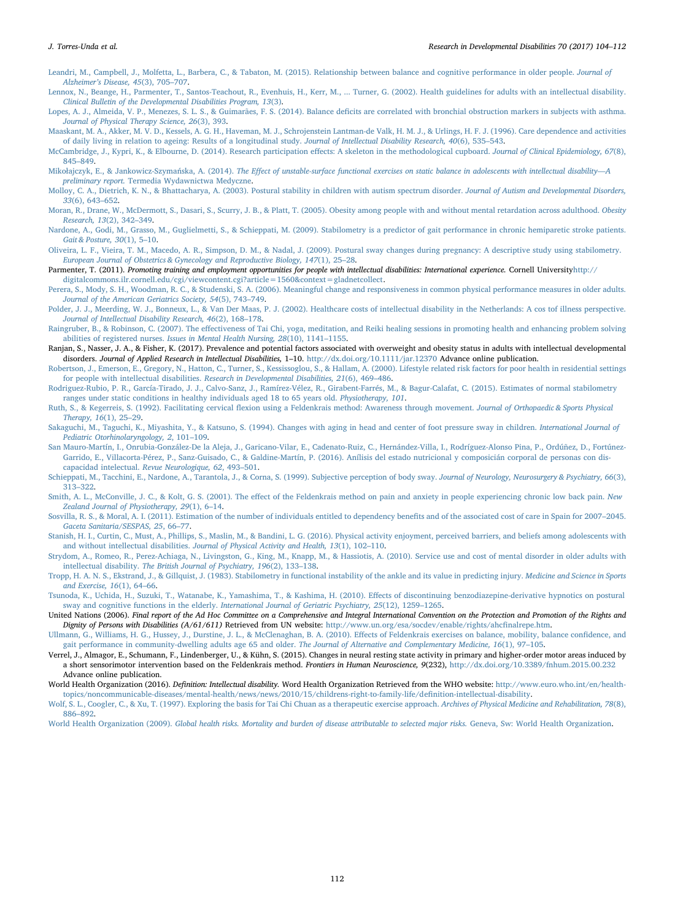Leandri, M., Campbell, J., Molfetta, L., Barbera, C., & Tabaton, M. (2015). Relationship between balance and cognitive performance in older people. *Journal of Alzheimer's Disease, 45*(3), 705–707.

Lennox, N., Beange, H., Parmenter, T., Santos-Teachout, R., Evenhuis, H., Kerr, M., ... Turner, G. (2002). Health guidelines for adults with an intellectual disability. *Clinical Bulletin of the Developmental Disabilities Program, 13*(3).

Lopes, A. J., Almeida, V. P., Menezes, S. L. S., & Guimarães, F. S. (2014). Balance deficits are correlated with bronchial obstruction markers in subjects with asthma. *Journal of Physical Therapy Science, 26*(3), 393.

Maaskant, M. A., Akker, M. V. D., Kessels, A. G. H., Haveman, M. J., Schrojenstein Lantman-de Valk, H. M. J., & Urlings, H. F. J. (1996). Care dependence and activities of daily living in relation to ageing: Results of a longitudinal study. *Journal of Intellectual Disability Research, 40*(6), 535–543.

McCambridge, J., Kypri, K., & Elbourne, D. (2014). Research participation effects: A skeleton in the methodological cupboard. *Journal of Clinical Epidemiology, 67*(8), 845–849.

Mikołajczyk, E., & Jankowicz-Szymańska, A. (2014). *The Effect of unstable-surface functional exercises on static balance in adolescents with intellectual disability—A preliminary report.* Termedia Wydawnictwa Medyczne.

Molloy, C. A., Dietrich, K. N., & Bhattacharya, A. (2003). Postural stability in children with autism spectrum disorder. *Journal of Autism and Developmental Disorders, 33*(6), 643–652.

Moran, R., Drane, W., McDermott, S., Dasari, S., Scurry, J. B., & Platt, T. (2005). Obesity among people with and without mental retardation across adulthood. *Obesity Research, 13*(2), 342–349.

Nardone, A., Godi, M., Grasso, M., Guglielmetti, S., & Schieppati, M. (2009). Stabilometry is a predictor of gait performance in chronic hemiparetic stroke patients. *Gait & Posture, 30*(1), 5–10.

Oliveira, L. F., Vieira, T. M., Macedo, A. R., Simpson, D. M., & Nadal, J. (2009). Postural sway changes during pregnancy: A descriptive study using stabilometry. *European Journal of Obstetrics & Gynecology and Reproductive Biology, 147*(1), 25–28.

Parmenter, T. (2011). *Promoting training and employment opportunities for people with intellectual disabilities: International experience.* Cornell University http://digitalcommons.ilr.cornell.edu/cgi/viewcontent.cgi?article=1560&context=gladnetcollect.

Perera, S., Mody, S. H., Woodman, R. C., & Studenski, S. A. (2006). Meaningful change and responsiveness in common physical performance measures in older adults. *Journal of the American Geriatrics Society, 54*(5), 743–749.

Polder, J. J., Meerding, W. J., Bonneux, L., & Van Der Maas, P. J. (2002). Healthcare costs of intellectual disability in the Netherlands: A cos tof illness perspective. *Journal of Intellectual Disability Research, 46*(2), 168–178.

Raingruber, B., & Robinson, C. (2007). The effectiveness of Tai Chi, yoga, meditation, and Reiki healing sessions in promoting health and enhancing problem solving abilities of registered nurses. *Issues in Mental Health Nursing, 28*(10), 1141–1155.

Ranjan, S., Nasser, J. A., & Fisher, K. (2017). Prevalence and potential factors associated with overweight and obesity status in adults with intellectual developmental disorders. *Journal of Applied Research in Intellectual Disabilities,* 1–10. http://dx.doi.org/10.1111/jar.12370 Advance online publication.

Robertson, J., Emerson, E., Gregory, N., Hatton, C., Turner, S., Kessissoglou, S., & Hallam, A. (2000). Lifestyle related risk factors for poor health in residential settings for people with intellectual disabilities. *Research in Developmental Disabilities, 21*(6), 469–486.

Rodriguez-Rubio, P. R., García-Tirado, J. J., Calvo-Sanz, J., Ramírez-Vélez, R., Girabent-Farrés, M., & Bagur-Calafat, C. (2015). Estimates of normal stabilometry ranges under static conditions in healthy individuals aged 18 to 65 years old. *Physiotherapy, 101*.

Ruth, S., & Kegerreis, S. (1992). Facilitating cervical flexion using a Feldenkrais method: Awareness through movement. *Journal of Orthopaedic & Sports Physical Therapy, 16*(1), 25–29.

Sakaguchi, M., Taguchi, K., Miyashita, Y., & Katsuno, S. (1994). Changes with aging in head and center of foot pressure sway in children. *International Journal of Pediatric Otorhinolaryngology, 2*, 101–109.

San Mauro-Martín, I., Onrubia-González-De la Aleja, J., Garicano-Vilar, E., Cadenato-Ruiz, C., Hernández-Villa, I., Rodríguez-Alonso Pina, P., Ordúñez, D., Fortúnez-Garrido, E., Villacorta-Pérez, P., Sanz-Guisado, C., & Galdine-Martín, P. (2016). Anílisis del estado nutricional y composición corporal de personas con discapacidad intelectual. *Revue Neurologique, 62*, 493–501.

Schieppati, M., Tacchini, E., Nardone, A., Tarantola, J., & Corna, S. (1999). Subjective perception of body sway. *Journal of Neurology, Neurosurgery & Psychiatry, 66*(3), 313–322.

Smith, A. L., McConville, J. C., & Kolt, G. S. (2001). The effect of the Feldenkrais method on pain and anxiety in people experiencing chronic low back pain. *New Zealand Journal of Physiotherapy, 29*(1), 6–14.

Sosvilla, R. S., & Moral, A. I. (2011). Estimation of the number of individuals entitled to dependency benefits and of the associated cost of care in Spain for 2007–2045. *Gaceta Sanitaria/SESPAS, 25*, 66–77.

Stanish, H. I., Curtin, C., Must, A., Phillips, S., Maslin, M., & Bandini, L. G. (2016). Physical activity enjoyment, perceived barriers, and beliefs among adolescents with and without intellectual disabilities. *Journal of Physical Activity and Health, 13*(1), 102–110.

Strydom, A., Romeo, R., Perez-Achiaga, N., Livingston, G., King, M., Knapp, M., & Hassiotis, A. (2010). Service use and cost of mental disorder in older adults with intellectual disability. *The British Journal of Psychiatry, 196*(2), 133–138.

Tropp, H. A. N. S., Ekstrand, J., & Gillquist, J. (1983). Stabilometry in functional instability of the ankle and its value in predicting injury. *Medicine and Science in Sports and Exercise, 16*(1), 64–66.

Tsunoda, K., Uchida, H., Suzuki, T., Watanabe, K., Yamashima, T., & Kashima, H. (2010). Effects of discontinuing benzodiazepine-derivative hypnotics on postural sway and cognitive functions in the elderly. *International Journal of Geriatric Psychiatry, 25*(12), 1259–1265.

United Nations (2006). *Final report of the Ad Hoc Committee on a Comprehensive and Integral International Convention on the Protection and Promotion of the Rights and Dignity of Persons with Disabilities (A/61/611)* Retrieved from UN website: http://www.un.org/esa/socdev/enable/rights/ahcfinalrepe.htm.

Ullmann, G., Williams, H. G., Hussey, J., Durstine, J. L., & McClenaghan, B. A. (2010). Effects of Feldenkrais exercises on balance, mobility, balance confidence, and gait performance in community-dwelling adults age 65 and older. *The Journal of Alternative and Complementary Medicine, 16*(1), 97–105.

Verrel, J., Almagor, E., Schumann, F., Lindenberger, U., & Kühn, S. (2015). Changes in neural resting state activity in primary and higher-order motor areas induced by a short sensorimotor intervention based on the Feldenkrais method. *Frontiers in Human Neuroscience, 9*(232), http://dx.doi.org/10.3389/fnhum.2015.00.232 Advance online publication.

World Health Organization (2016). *Definition: Intellectual disability.* Word Health Organization Retrieved from the WHO website: http://www.euro.who.int/en/health-topics/noncommunicable-diseases/mental-health/news/news/2010/15/childrens-right-to-family-life/definition-intellectual-disability.

Wolf, S. L., Coogler, C., & Xu, T. (1997). Exploring the basis for Tai Chi Chuan as a therapeutic exercise approach. *Archives of Physical Medicine and Rehabilitation, 78*(8), 886–892.

World Health Organization (2009). *Global health risks. Mortality and burden of disease attributable to selected major risks.* Geneva, Sw: World Health Organization.